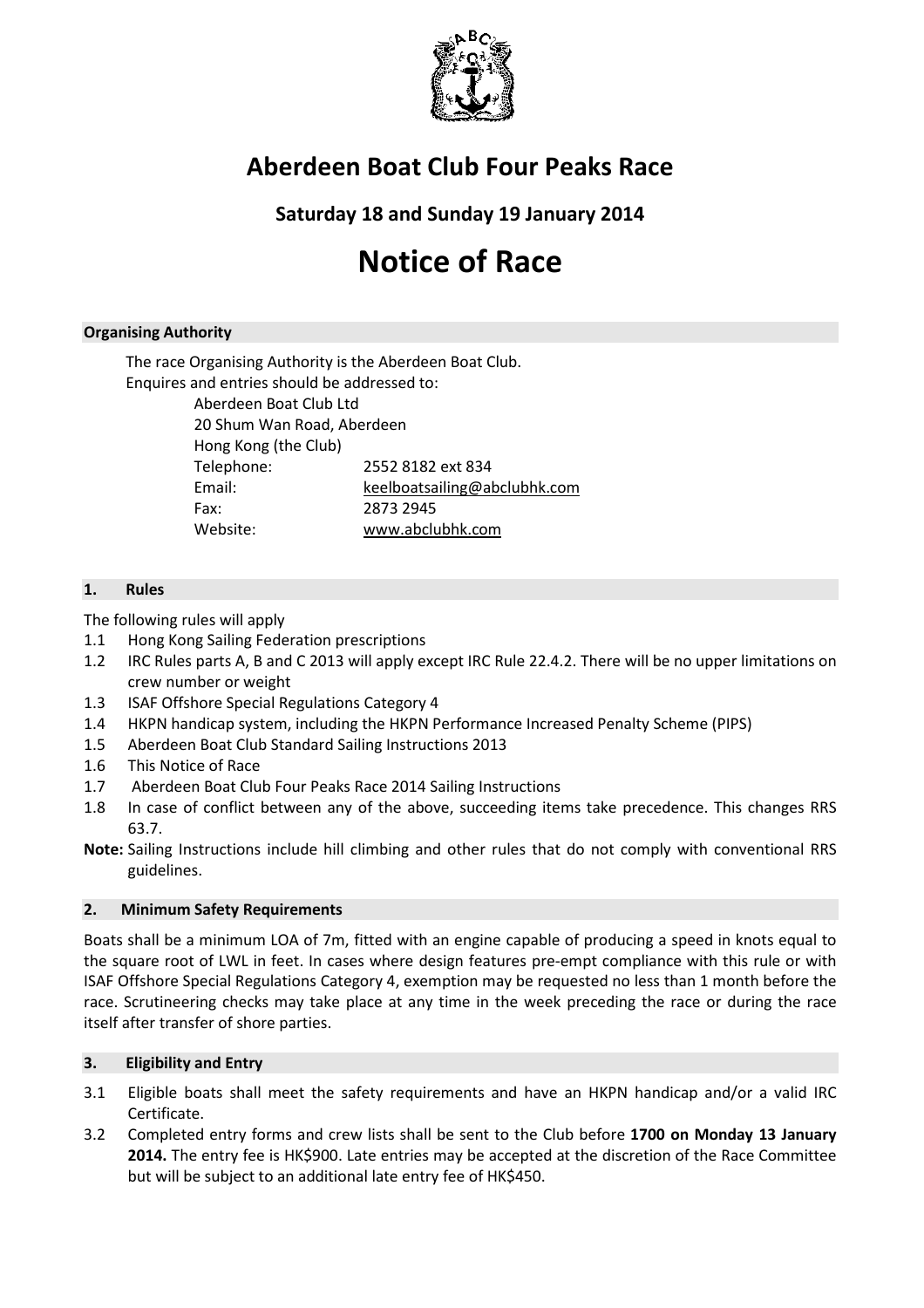# Aberdeen Boat Club Four Peaks Race

## Saturday 18 and Sunday 19 January 2014

# Notice of Race

**Organising Authority**

The race Organising Authority is the Aberdeen Boat Club.
Enquires and entries should be addressed to:

Aberdeen Boat Club Ltd
20 Shum Wan Road, Aberdeen
Hong Kong (the Club)

| | |
|---|---|
| Telephone: | 2552 8182 ext 834 |
| Email: | keelboatsailing@abclubhk.com |
| Fax: | 2873 2945 |
| Website: | www.abclubhk.com |

**1. Rules**

The following rules will apply

1.1 Hong Kong Sailing Federation prescriptions
1.2 IRC Rules parts A, B and C 2013 will apply except IRC Rule 22.4.2. There will be no upper limitations on crew number or weight
1.3 ISAF Offshore Special Regulations Category 4
1.4 HKPN handicap system, including the HKPN Performance Increased Penalty Scheme (PIPS)
1.5 Aberdeen Boat Club Standard Sailing Instructions 2013
1.6 This Notice of Race
1.7 Aberdeen Boat Club Four Peaks Race 2014 Sailing Instructions
1.8 In case of conflict between any of the above, succeeding items take precedence. This changes RRS 63.7.

**Note:** Sailing Instructions include hill climbing and other rules that do not comply with conventional RRS guidelines.

**2. Minimum Safety Requirements**

Boats shall be a minimum LOA of 7m, fitted with an engine capable of producing a speed in knots equal to the square root of LWL in feet. In cases where design features pre-empt compliance with this rule or with ISAF Offshore Special Regulations Category 4, exemption may be requested no less than 1 month before the race. Scrutineering checks may take place at any time in the week preceding the race or during the race itself after transfer of shore parties.

**3. Eligibility and Entry**

3.1 Eligible boats shall meet the safety requirements and have an HKPN handicap and/or a valid IRC Certificate.
3.2 Completed entry forms and crew lists shall be sent to the Club before **1700 on Monday 13 January 2014.** The entry fee is HK$900. Late entries may be accepted at the discretion of the Race Committee but will be subject to an additional late entry fee of HK$450.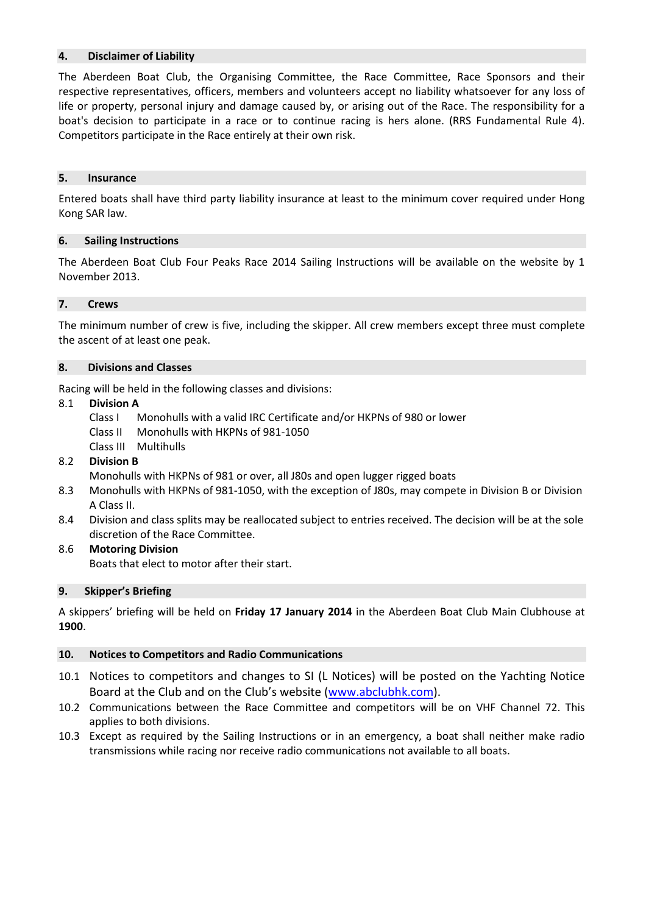## 4. Disclaimer of Liability

The Aberdeen Boat Club, the Organising Committee, the Race Committee, Race Sponsors and their respective representatives, officers, members and volunteers accept no liability whatsoever for any loss of life or property, personal injury and damage caused by, or arising out of the Race. The responsibility for a boat's decision to participate in a race or to continue racing is hers alone. (RRS Fundamental Rule 4). Competitors participate in the Race entirely at their own risk.

## 5. Insurance

Entered boats shall have third party liability insurance at least to the minimum cover required under Hong Kong SAR law.

## 6. Sailing Instructions

The Aberdeen Boat Club Four Peaks Race 2014 Sailing Instructions will be available on the website by 1 November 2013.

## 7. Crews

The minimum number of crew is five, including the skipper. All crew members except three must complete the ascent of at least one peak.

## 8. Divisions and Classes

Racing will be held in the following classes and divisions:

8.1 **Division A**

Class I Monohulls with a valid IRC Certificate and/or HKPNs of 980 or lower

Class II Monohulls with HKPNs of 981-1050

Class III Multihulls

8.2 **Division B**

Monohulls with HKPNs of 981 or over, all J80s and open lugger rigged boats

8.3 Monohulls with HKPNs of 981-1050, with the exception of J80s, may compete in Division B or Division A Class II.

8.4 Division and class splits may be reallocated subject to entries received. The decision will be at the sole discretion of the Race Committee.

8.6 **Motoring Division**

Boats that elect to motor after their start.

## 9. Skipper's Briefing

A skippers' briefing will be held on **Friday 17 January 2014** in the Aberdeen Boat Club Main Clubhouse at **1900**.

## 10. Notices to Competitors and Radio Communications

10.1 Notices to competitors and changes to SI (L Notices) will be posted on the Yachting Notice Board at the Club and on the Club's website (www.abclubhk.com).

10.2 Communications between the Race Committee and competitors will be on VHF Channel 72. This applies to both divisions.

10.3 Except as required by the Sailing Instructions or in an emergency, a boat shall neither make radio transmissions while racing nor receive radio communications not available to all boats.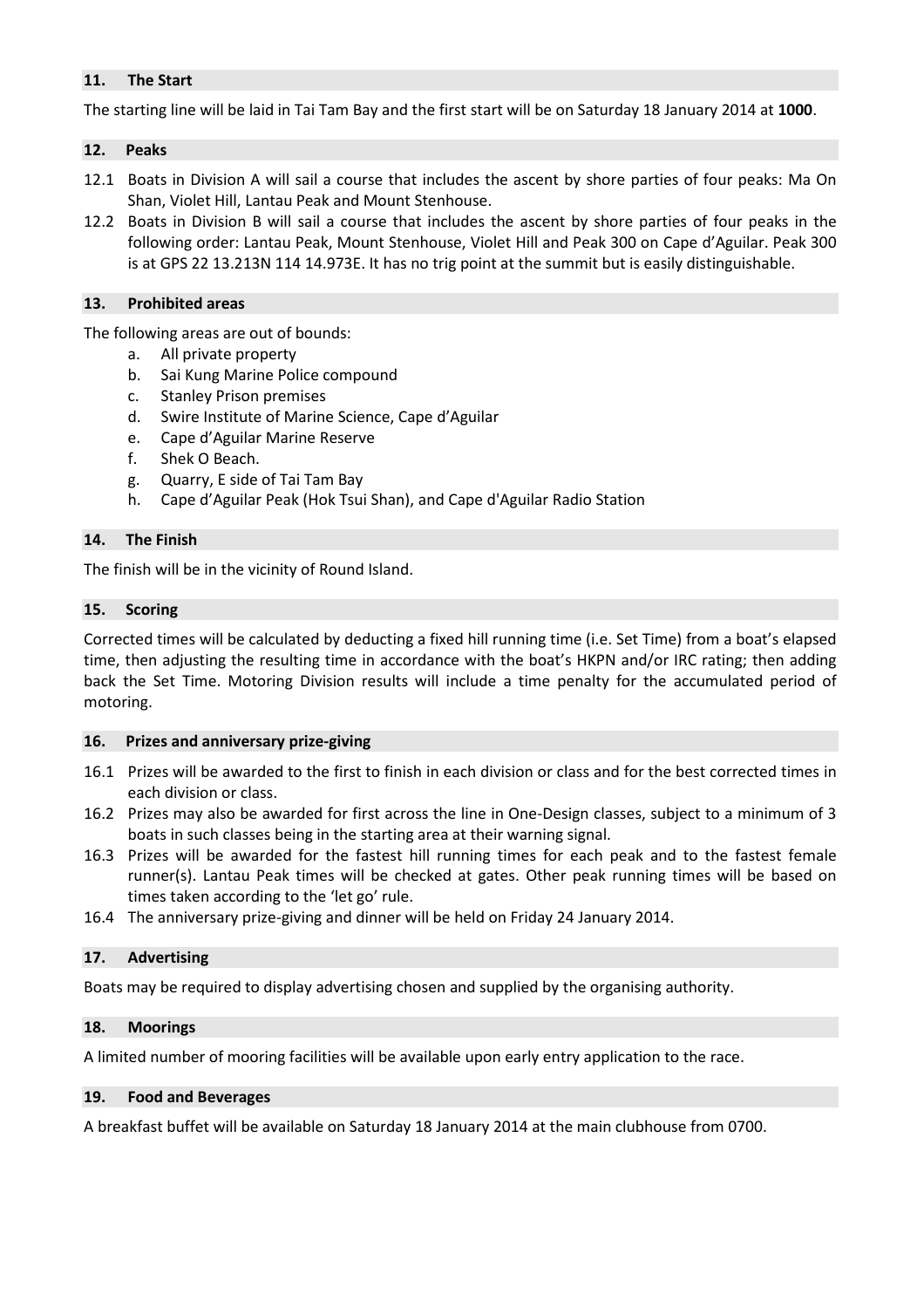## 11. The Start

The starting line will be laid in Tai Tam Bay and the first start will be on Saturday 18 January 2014 at **1000**.

## 12. Peaks

12.1 Boats in Division A will sail a course that includes the ascent by shore parties of four peaks: Ma On Shan, Violet Hill, Lantau Peak and Mount Stenhouse.

12.2 Boats in Division B will sail a course that includes the ascent by shore parties of four peaks in the following order: Lantau Peak, Mount Stenhouse, Violet Hill and Peak 300 on Cape d'Aguilar. Peak 300 is at GPS 22 13.213N 114 14.973E. It has no trig point at the summit but is easily distinguishable.

## 13. Prohibited areas

The following areas are out of bounds:

a. All private property
b. Sai Kung Marine Police compound
c. Stanley Prison premises
d. Swire Institute of Marine Science, Cape d'Aguilar
e. Cape d'Aguilar Marine Reserve
f. Shek O Beach.
g. Quarry, E side of Tai Tam Bay
h. Cape d'Aguilar Peak (Hok Tsui Shan), and Cape d'Aguilar Radio Station

## 14. The Finish

The finish will be in the vicinity of Round Island.

## 15. Scoring

Corrected times will be calculated by deducting a fixed hill running time (i.e. Set Time) from a boat's elapsed time, then adjusting the resulting time in accordance with the boat's HKPN and/or IRC rating; then adding back the Set Time. Motoring Division results will include a time penalty for the accumulated period of motoring.

## 16. Prizes and anniversary prize-giving

16.1 Prizes will be awarded to the first to finish in each division or class and for the best corrected times in each division or class.

16.2 Prizes may also be awarded for first across the line in One-Design classes, subject to a minimum of 3 boats in such classes being in the starting area at their warning signal.

16.3 Prizes will be awarded for the fastest hill running times for each peak and to the fastest female runner(s). Lantau Peak times will be checked at gates. Other peak running times will be based on times taken according to the 'let go' rule.

16.4 The anniversary prize-giving and dinner will be held on Friday 24 January 2014.

## 17. Advertising

Boats may be required to display advertising chosen and supplied by the organising authority.

## 18. Moorings

A limited number of mooring facilities will be available upon early entry application to the race.

## 19. Food and Beverages

A breakfast buffet will be available on Saturday 18 January 2014 at the main clubhouse from 0700.